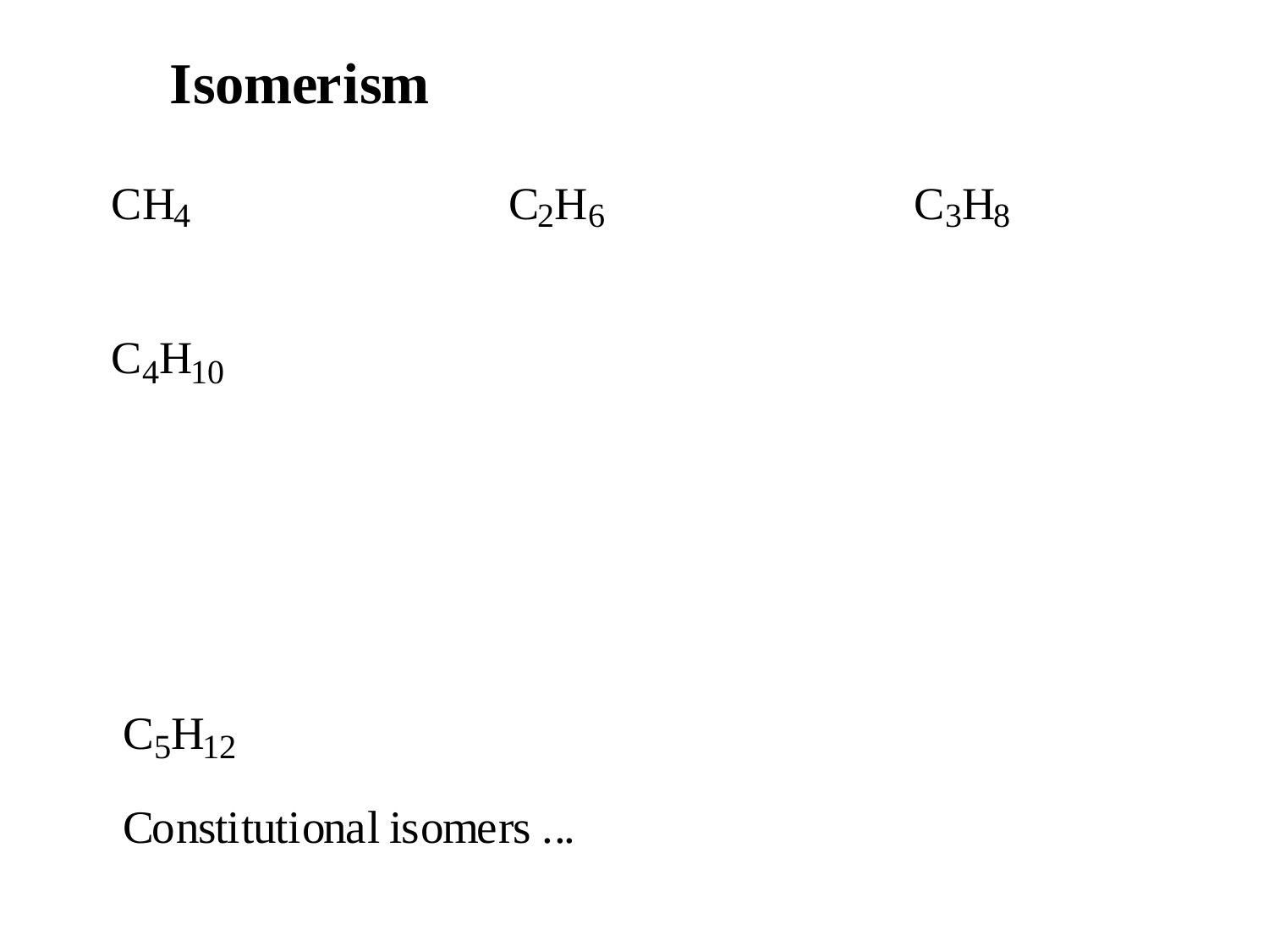# Isomerism

$CH_4$

$C_2H_6$

$C_3H_8$

$C_4H_{10}$

$C_5H_{12}$

Constitutional isomers ...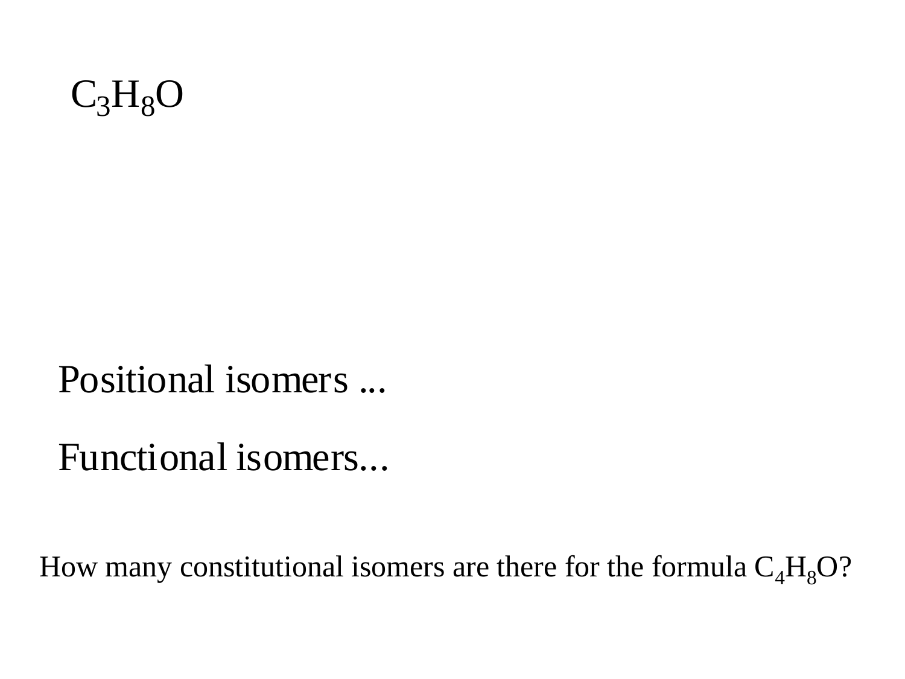$C_3H_8O$

Positional isomers ...

Functional isomers...

How many constitutional isomers are there for the formula $C_4H_8O$?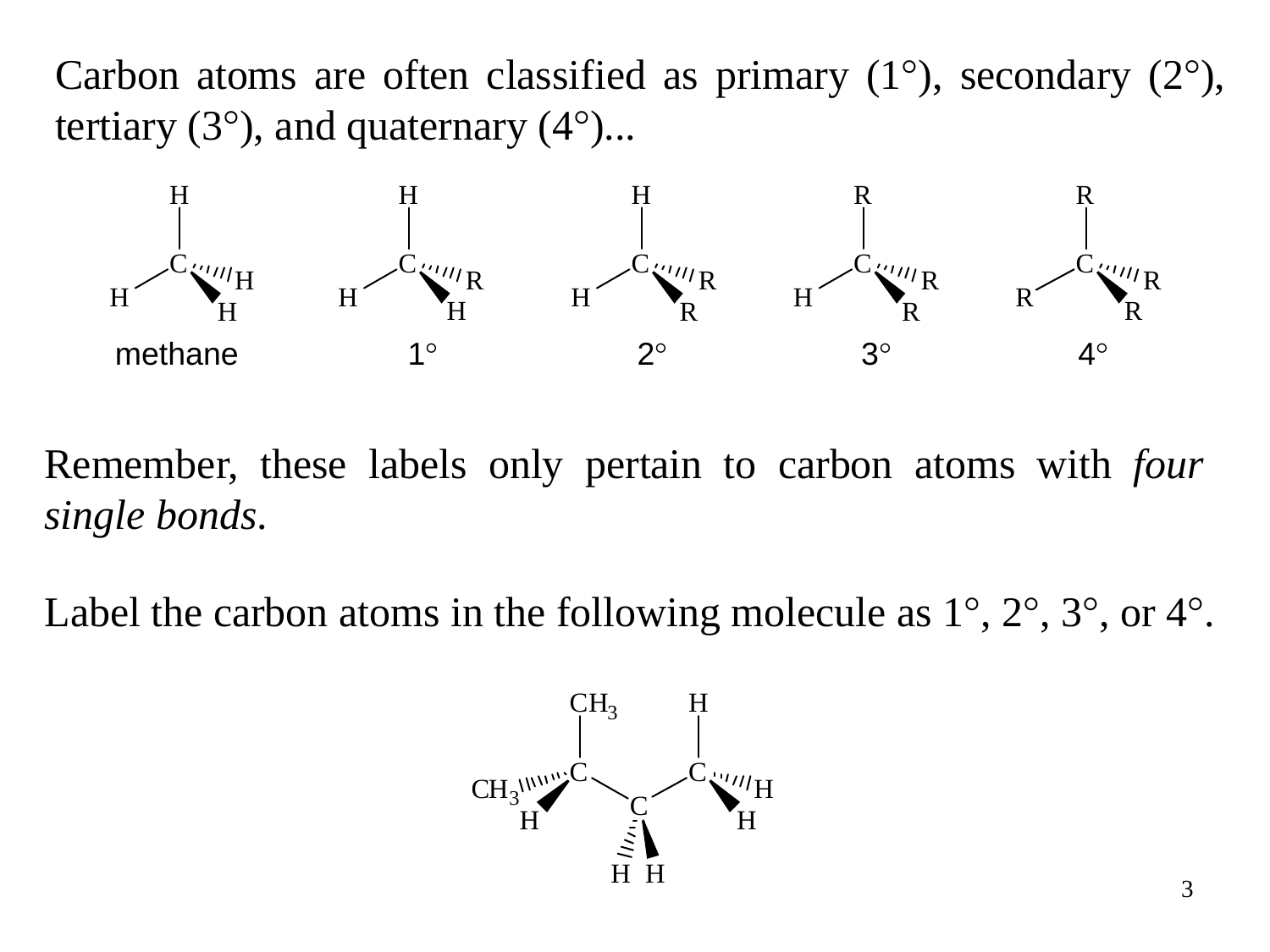Carbon atoms are often classified as primary (1°), secondary (2°), tertiary (3°), and quaternary (4°)...

methane    1°    2°    3°    4°

Remember, these labels only pertain to carbon atoms with *four single bonds*.

Label the carbon atoms in the following molecule as 1°, 2°, 3°, or 4°.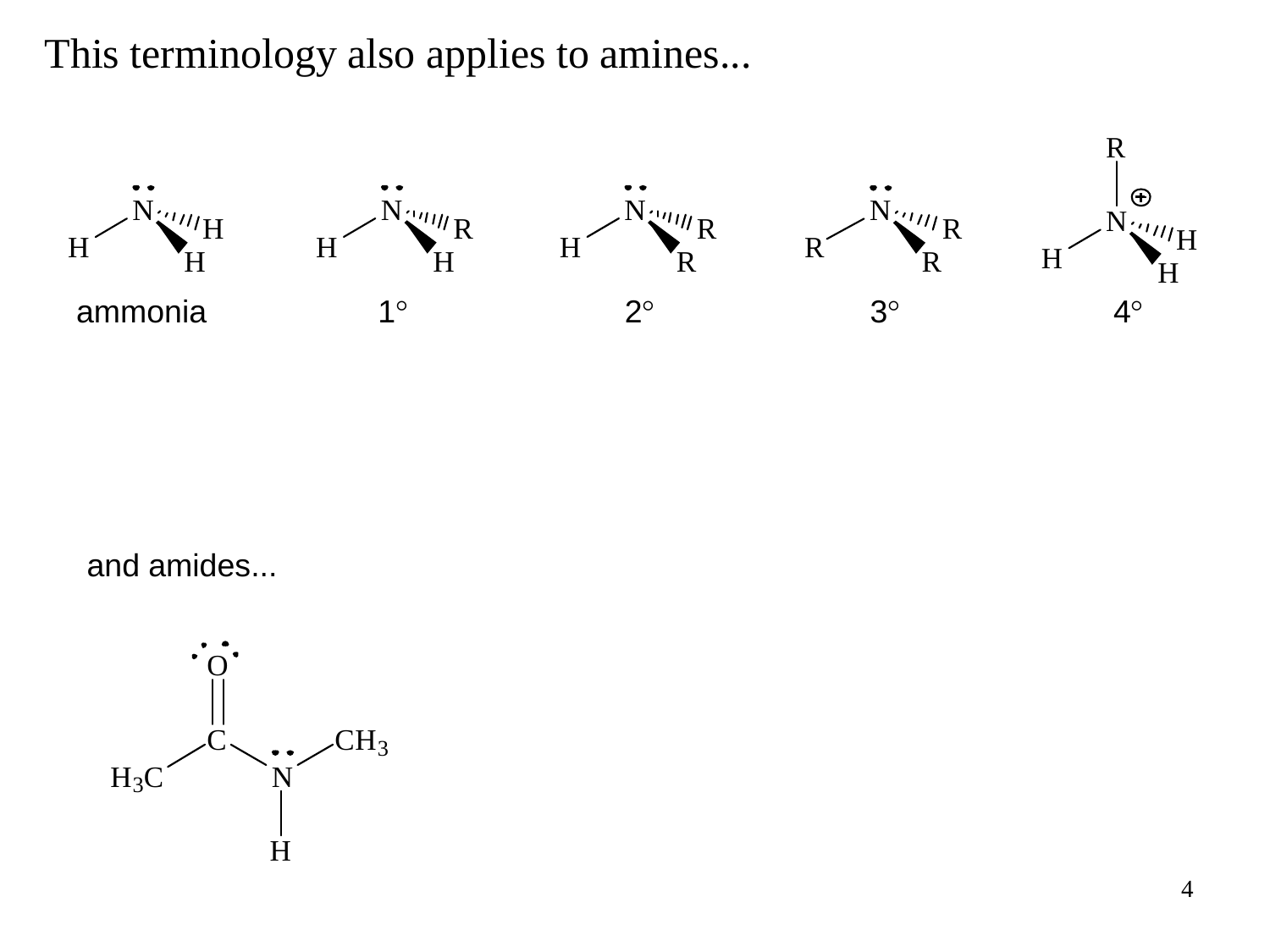# This terminology also applies to amines...

ammonia　　1°　　2°　　3°　　4°

and amides...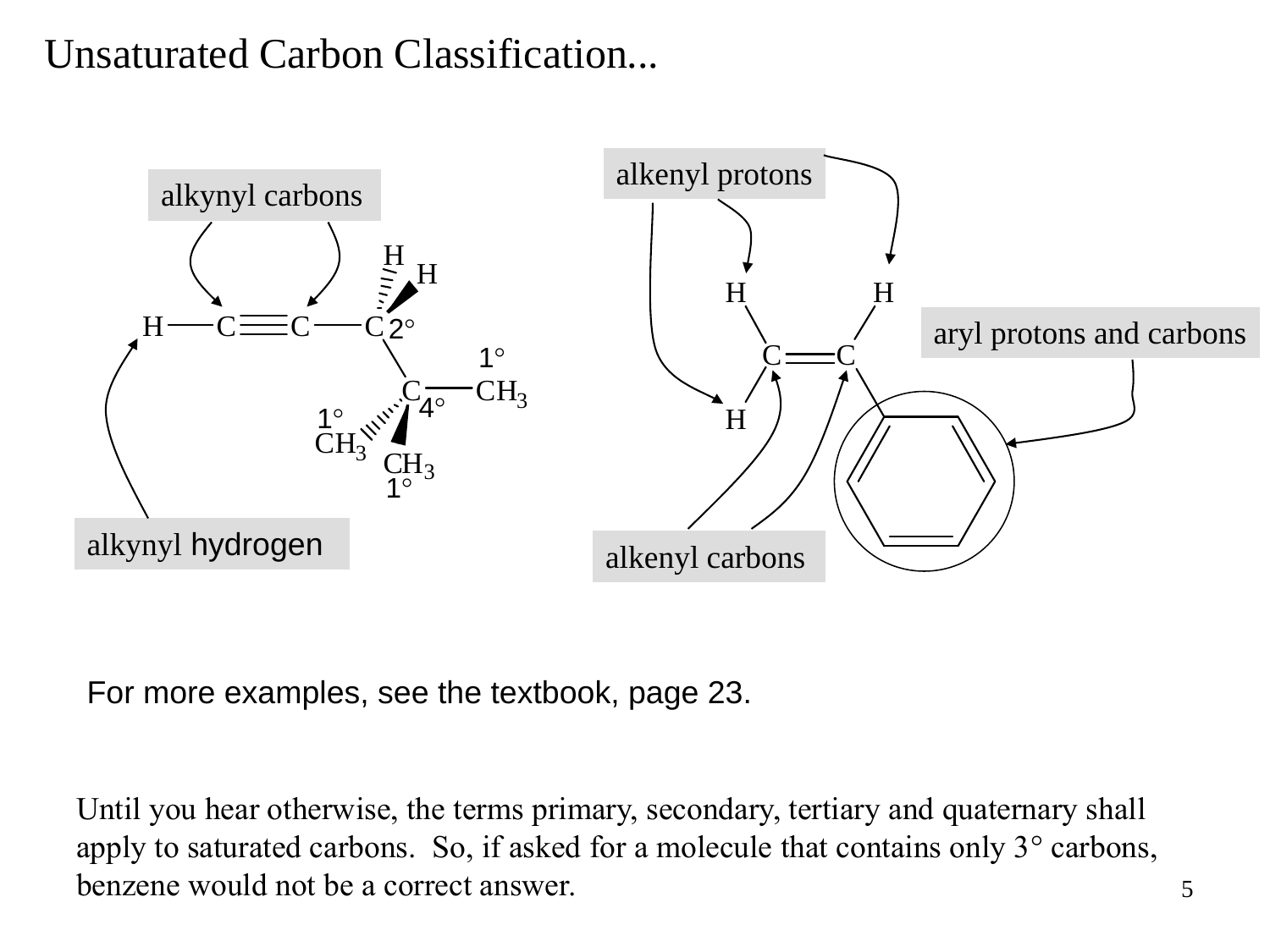# Unsaturated Carbon Classification...

alkynyl carbons

alkynyl hydrogen

1°

2°

4°

1°

1°

alkenyl protons

aryl protons and carbons

alkenyl carbons

For more examples, see the textbook, page 23.

Until you hear otherwise, the terms primary, secondary, tertiary and quaternary shall apply to saturated carbons. So, if asked for a molecule that contains only 3° carbons, benzene would not be a correct answer.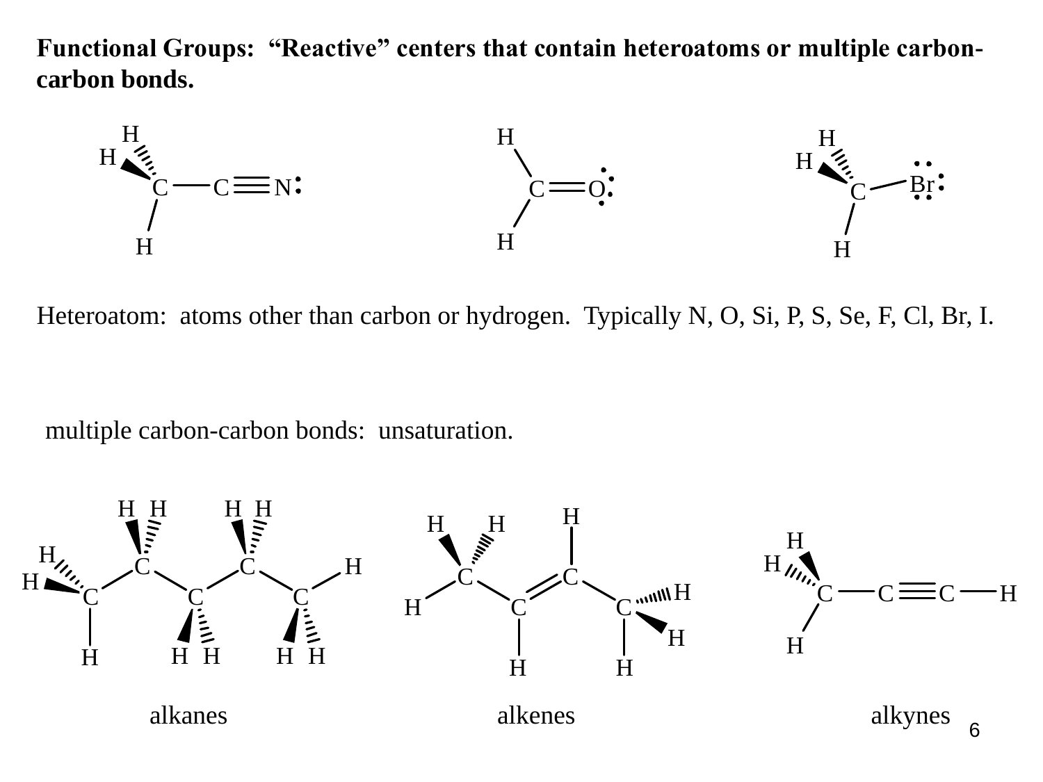**Functional Groups: "Reactive" centers that contain heteroatoms or multiple carbon-carbon bonds.**

Heteroatom: atoms other than carbon or hydrogen. Typically N, O, Si, P, S, Se, F, Cl, Br, I.

multiple carbon-carbon bonds: unsaturation.

alkanes alkenes alkynes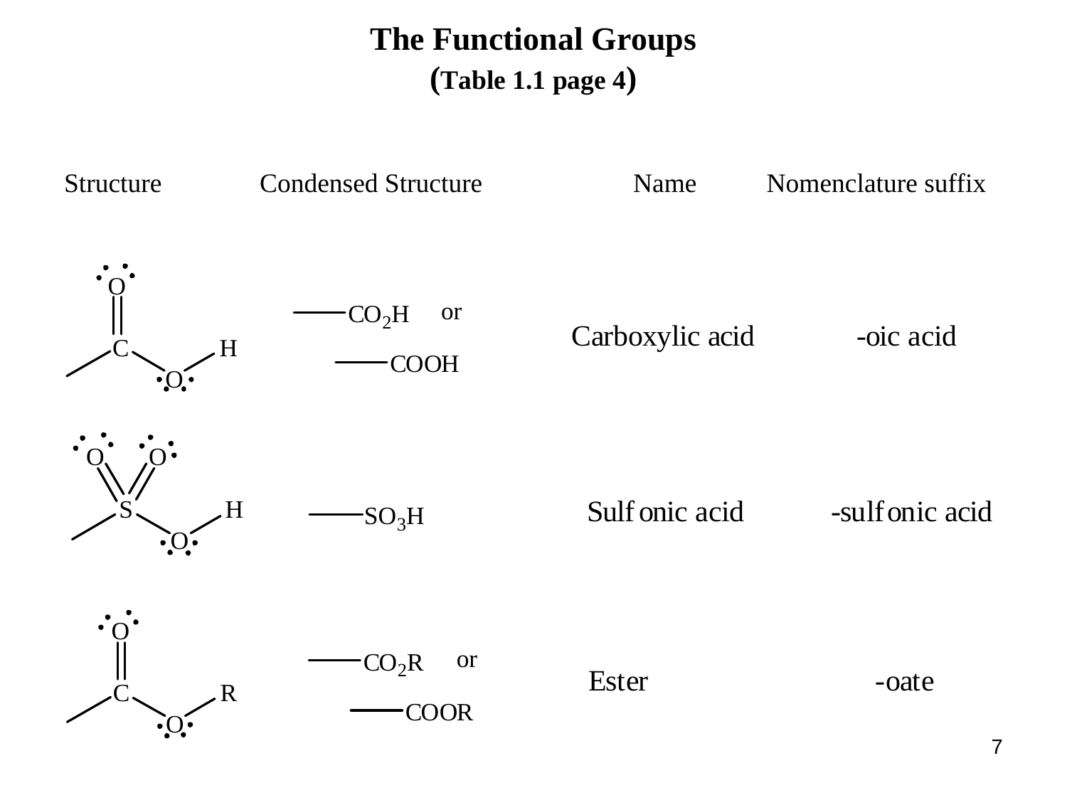# The Functional Groups

**(Table 1.1 page 4)**

| Structure | Condensed Structure | Name | Nomenclature suffix |
|---|---|---|---|
| | —$CO_2H$ or —COOH | Carboxylic acid | -oic acid |
| | —$SO_3H$ | Sulfonic acid | -sulfonic acid |
| | —$CO_2R$ or —COOR | Ester | -oate |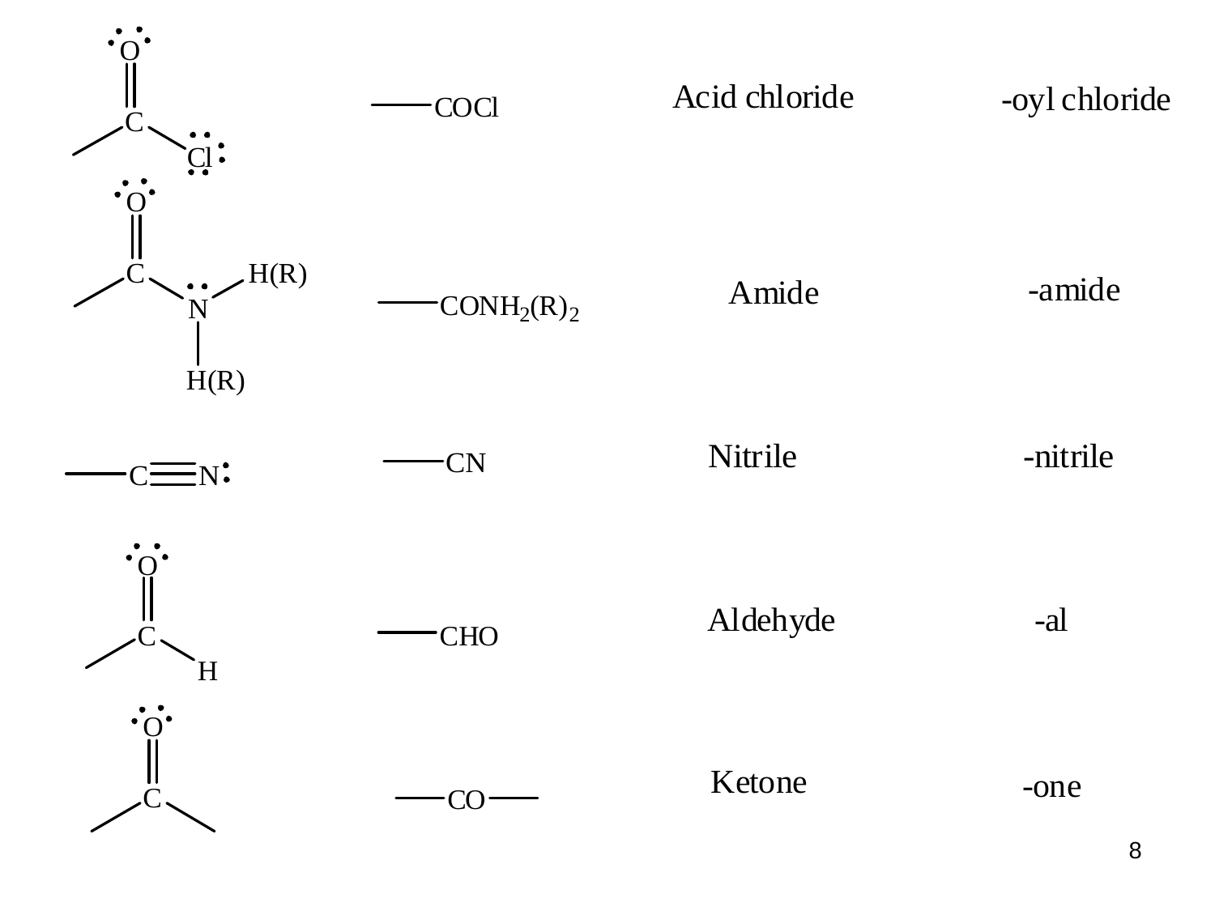| Structure | Condensed formula | Functional group | Suffix |
|---|---|---|---|
| | $—COCl$ | Acid chloride | -oyl chloride |
| | $—CONH_2(R)_2$ | Amide | -amide |
| | $—CN$ | Nitrile | -nitrile |
| | $—CHO$ | Aldehyde | -al |
| | $—CO—$ | Ketone | -one |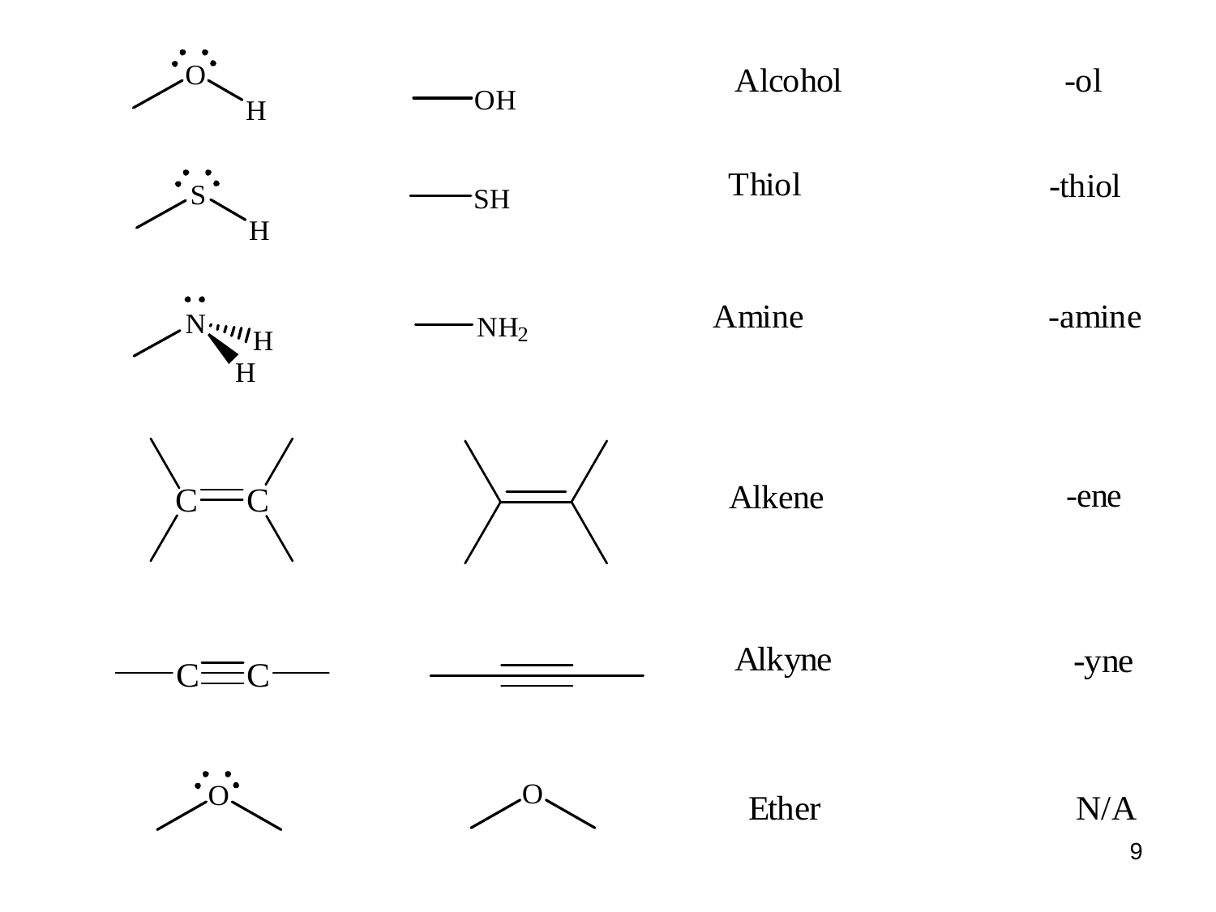| Structure | Line structure | Functional group | Suffix |
| --- | --- | --- | --- |
| O–H (with lone pairs) | —OH | Alcohol | -ol |
| S–H (with lone pairs) | —SH | Thiol | -thiol |
| N–H, H (with lone pair) | $—NH_2$ | Amine | -amine |
| C=C | | Alkene | -ene |
| —C≡C— | | Alkyne | -yne |
| O (with lone pairs) | O | Ether | N/A |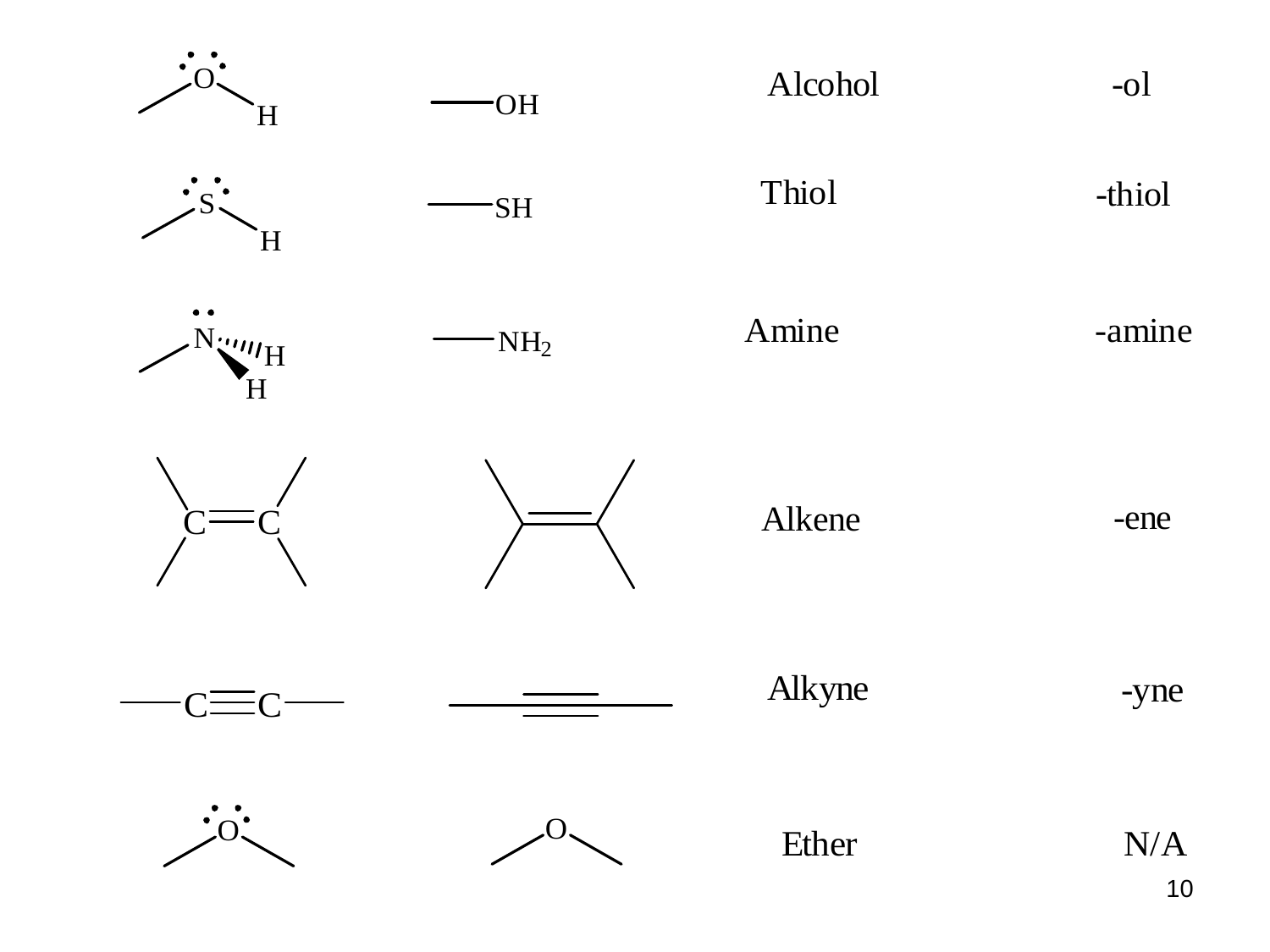| | | | |
|---|---|---|---|
| | —OH | Alcohol | -ol |
| | —SH | Thiol | -thiol |
| | —$NH_2$ | Amine | -amine |
| | | Alkene | -ene |
| | | Alkyne | -yne |
| | | Ether | N/A |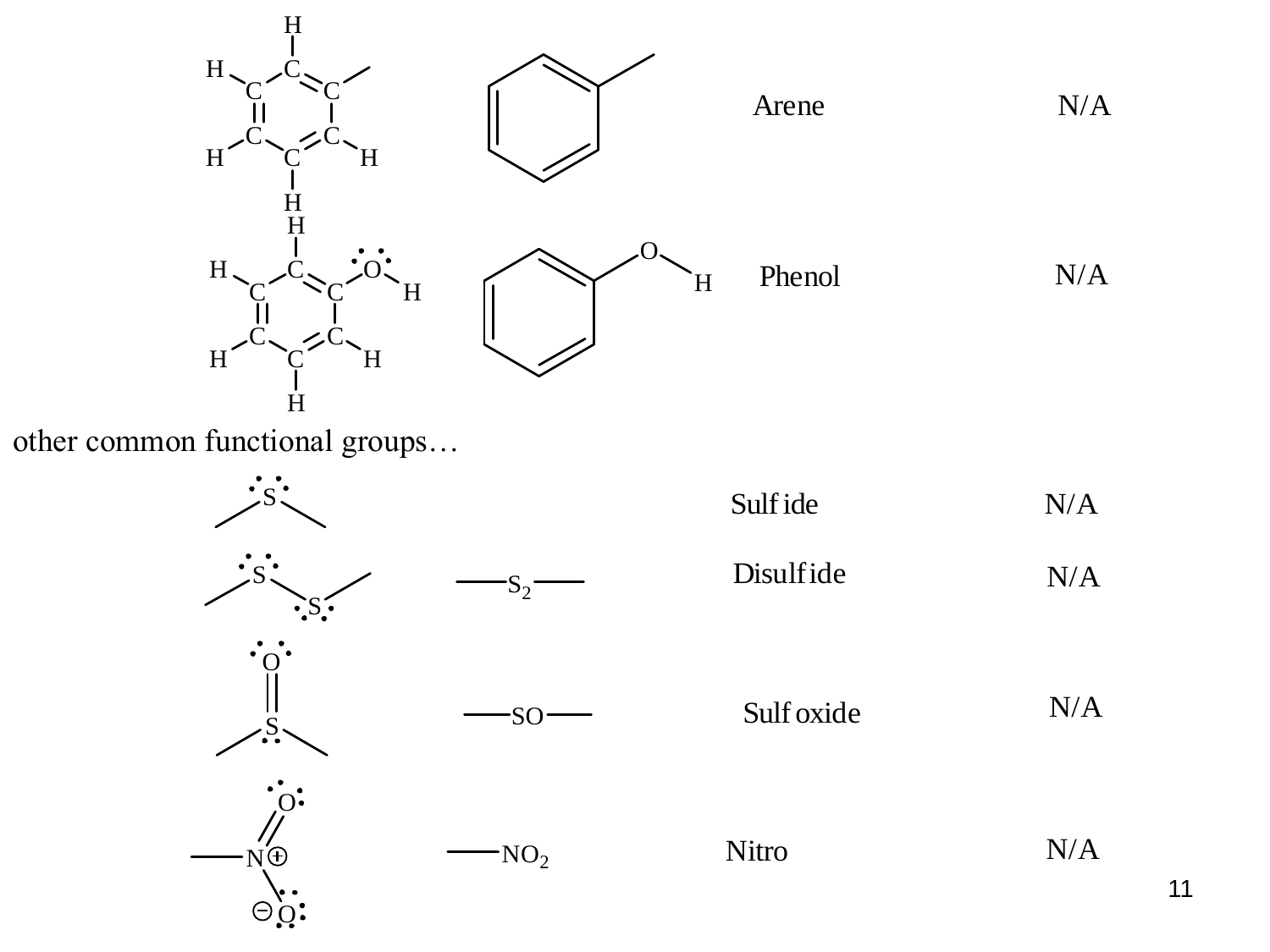| | | | |
|---|---|---|---|
| | | Arene | N/A |
| | | Phenol | N/A |

other common functional groups…

| | | | |
|---|---|---|---|
| | | Sulfide | N/A |
| | $-S_2-$ | Disulfide | N/A |
| | $-SO-$ | Sulfoxide | N/A |
| | $-NO_2$ | Nitro | N/A |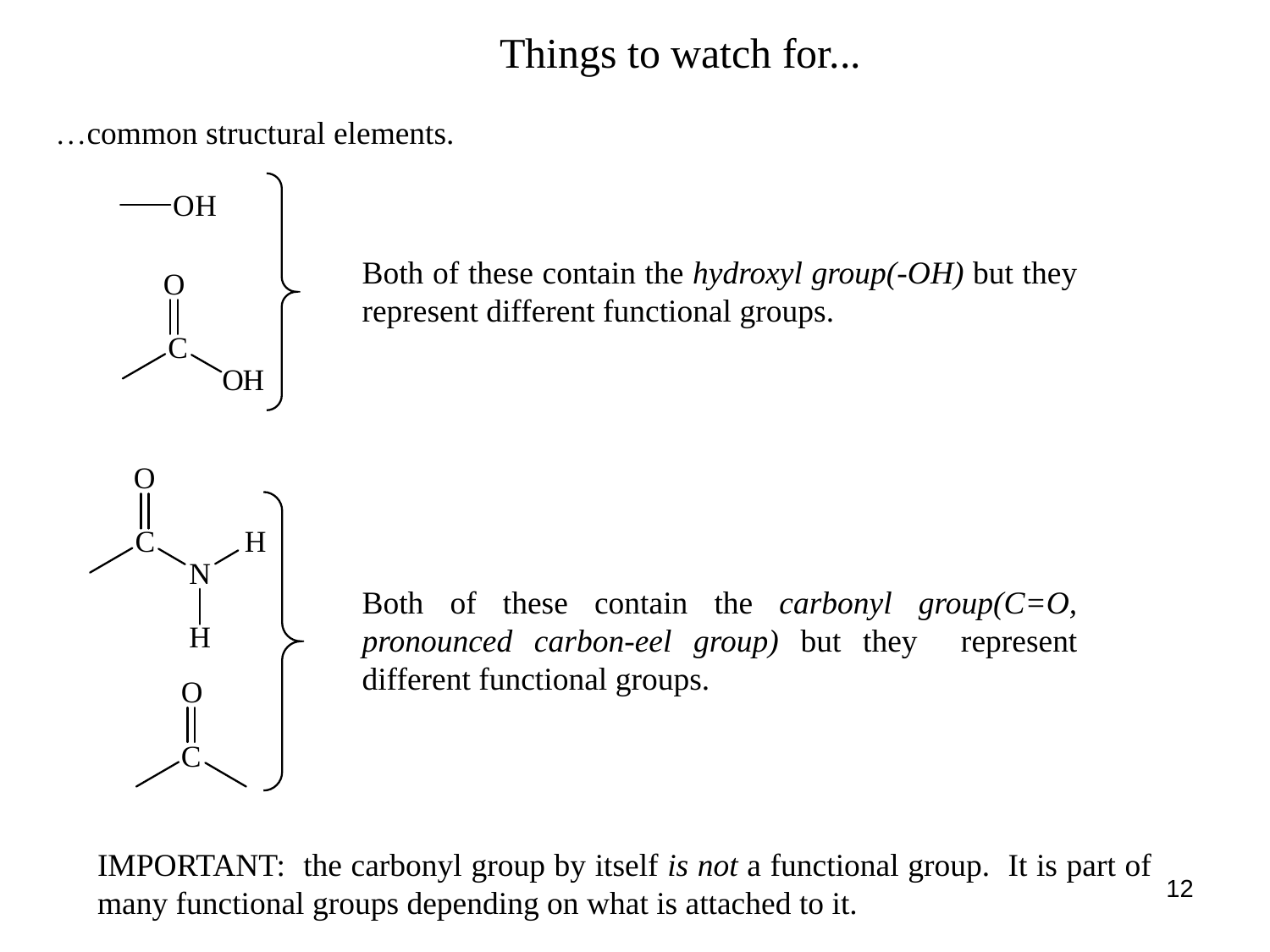# Things to watch for...

…common structural elements.

Both of these contain the *hydroxyl group(-OH)* but they represent different functional groups.

Both of these contain the *carbonyl group(C=O, pronounced carbon-eel group)* but they represent different functional groups.

IMPORTANT: the carbonyl group by itself *is not* a functional group. It is part of many functional groups depending on what is attached to it.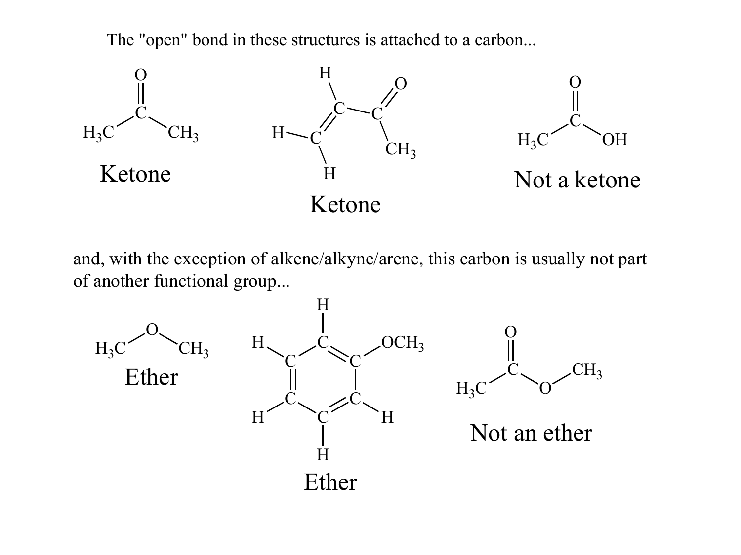The "open" bond in these structures is attached to a carbon...

Ketone

Ketone

Not a ketone

and, with the exception of alkene/alkyne/arene, this carbon is usually not part of another functional group...

Ether

Ether

Not an ether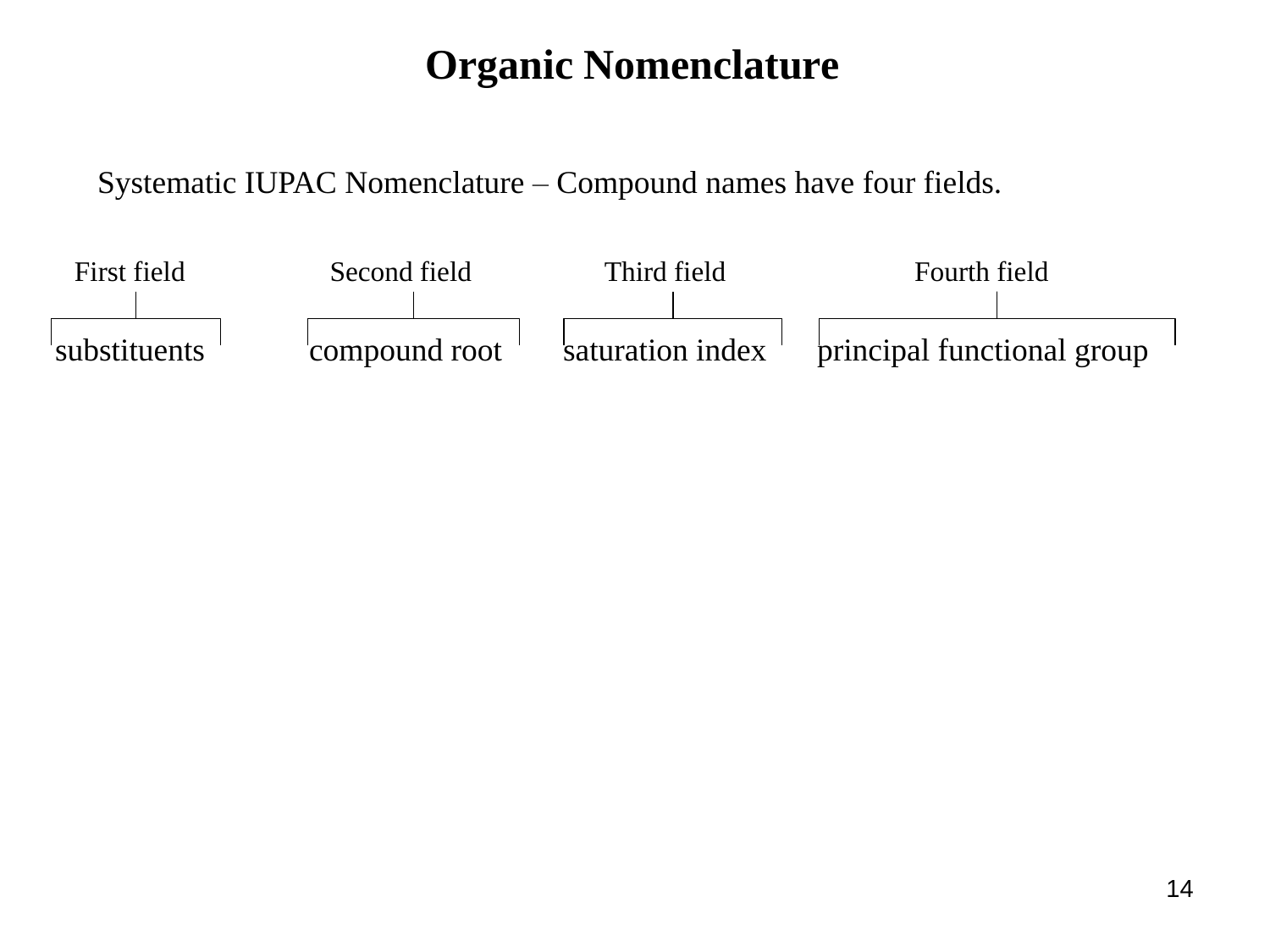# Organic Nomenclature

Systematic IUPAC Nomenclature – Compound names have four fields.

| First field | Second field | Third field | Fourth field |
|---|---|---|---|
| substituents | compound root | saturation index | principal functional group |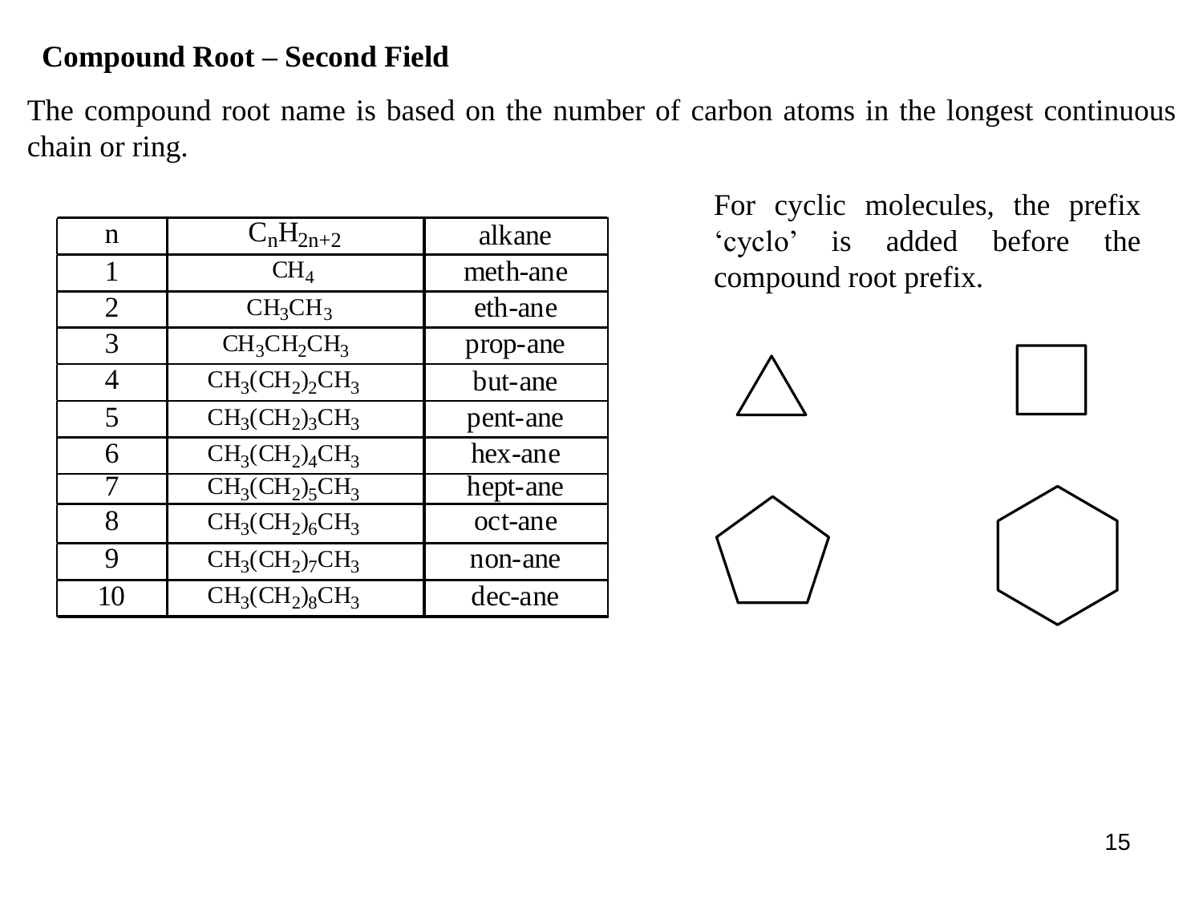**Compound Root – Second Field**

The compound root name is based on the number of carbon atoms in the longest continuous chain or ring.

| n | $C_nH_{2n+2}$ | alkane |
|---|---|---|
| 1 | $CH_4$ | meth-ane |
| 2 | $CH_3CH_3$ | eth-ane |
| 3 | $CH_3CH_2CH_3$ | prop-ane |
| 4 | $CH_3(CH_2)_2CH_3$ | but-ane |
| 5 | $CH_3(CH_2)_3CH_3$ | pent-ane |
| 6 | $CH_3(CH_2)_4CH_3$ | hex-ane |
| 7 | $CH_3(CH_2)_5CH_3$ | hept-ane |
| 8 | $CH_3(CH_2)_6CH_3$ | oct-ane |
| 9 | $CH_3(CH_2)_7CH_3$ | non-ane |
| 10 | $CH_3(CH_2)_8CH_3$ | dec-ane |

For cyclic molecules, the prefix 'cyclo' is added before the compound root prefix.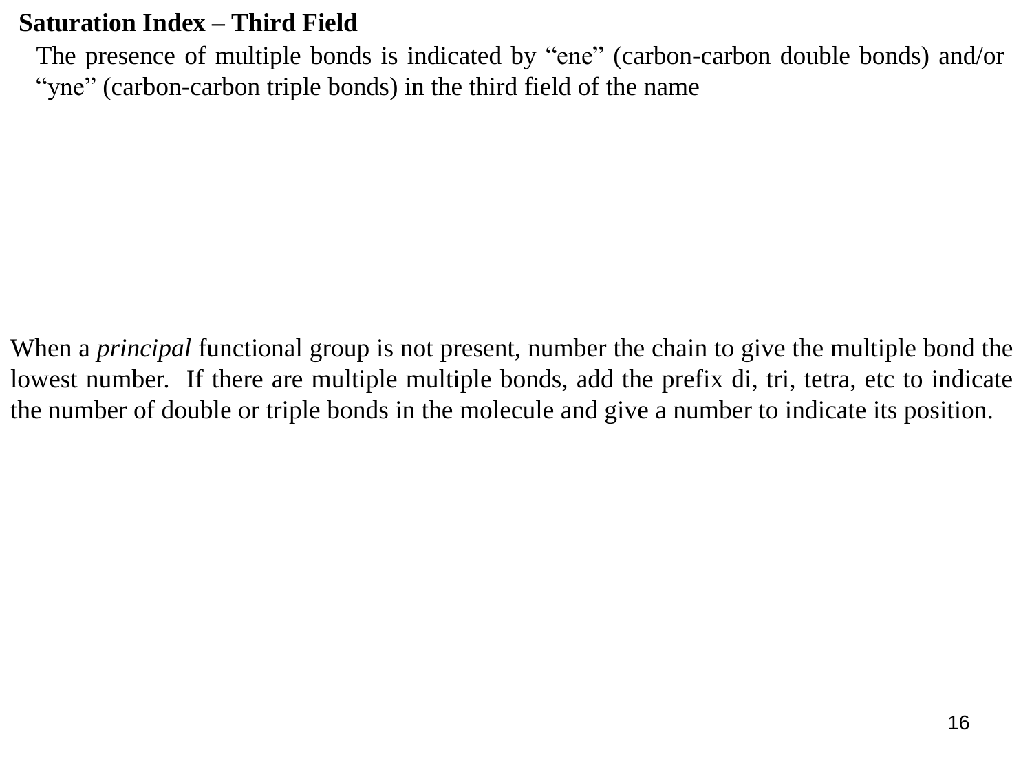## Saturation Index – Third Field

The presence of multiple bonds is indicated by “ene” (carbon-carbon double bonds) and/or “yne” (carbon-carbon triple bonds) in the third field of the name

When a *principal* functional group is not present, number the chain to give the multiple bond the lowest number. If there are multiple multiple bonds, add the prefix di, tri, tetra, etc to indicate the number of double or triple bonds in the molecule and give a number to indicate its position.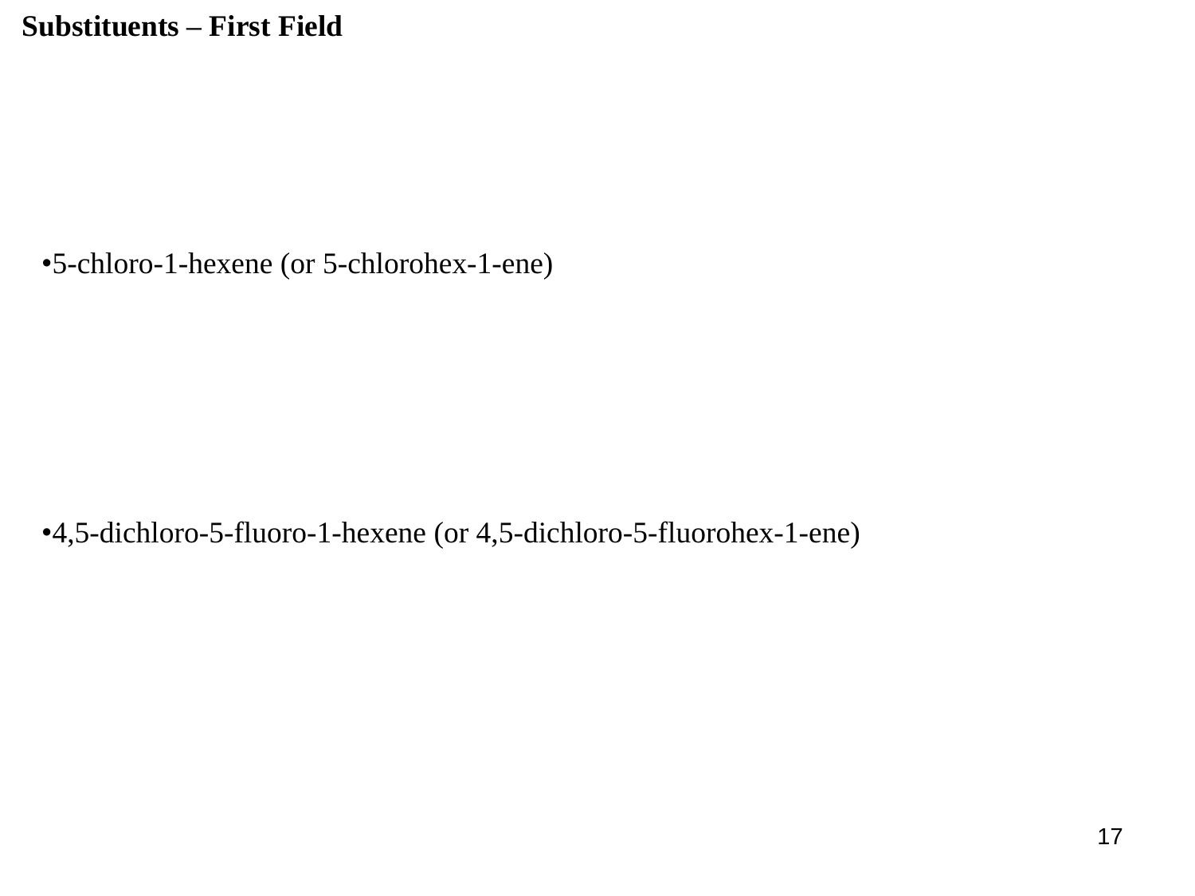**Substituents – First Field**

- 5-chloro-1-hexene (or 5-chlorohex-1-ene)

- 4,5-dichloro-5-fluoro-1-hexene (or 4,5-dichloro-5-fluorohex-1-ene)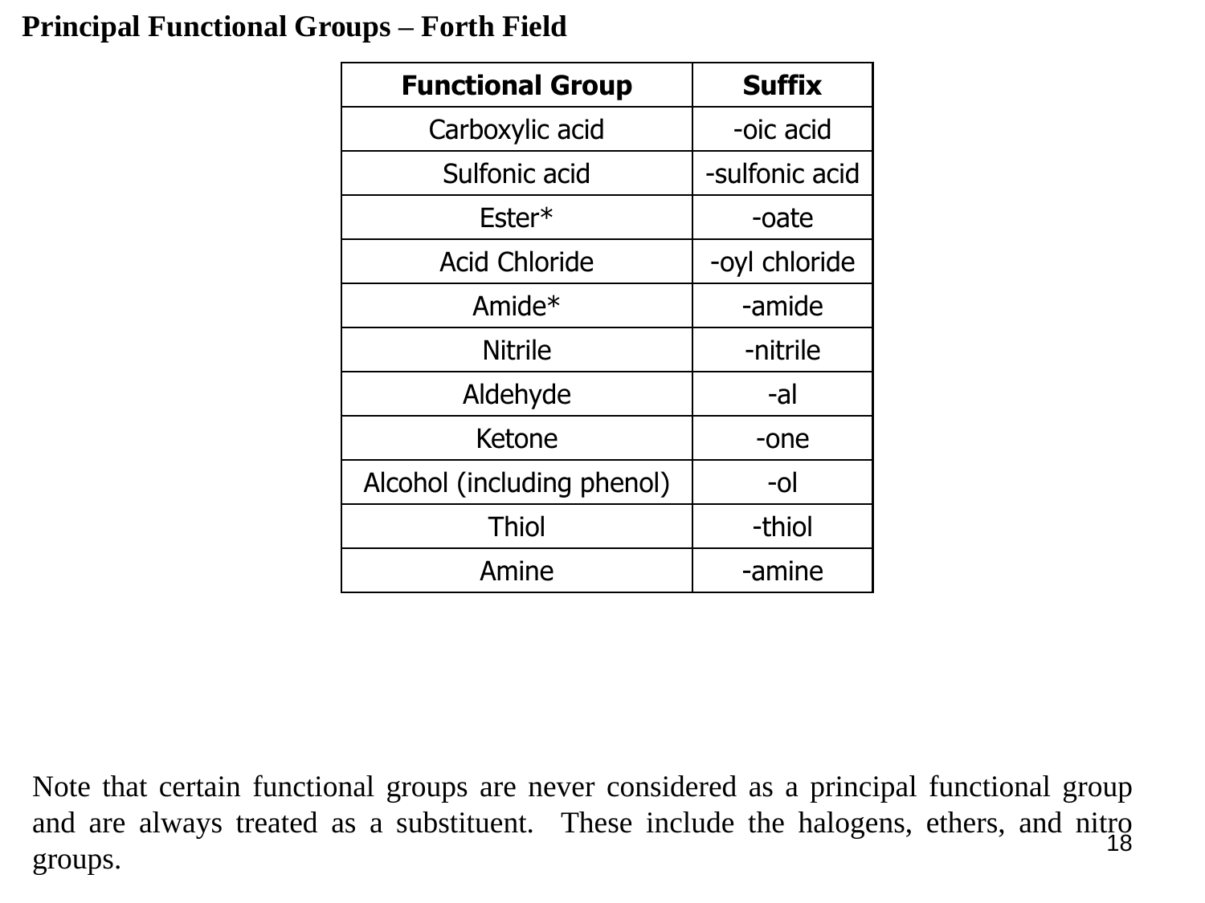# Principal Functional Groups – Forth Field

| Functional Group | Suffix |
| --- | --- |
| Carboxylic acid | -oic acid |
| Sulfonic acid | -sulfonic acid |
| Ester* | -oate |
| Acid Chloride | -oyl chloride |
| Amide* | -amide |
| Nitrile | -nitrile |
| Aldehyde | -al |
| Ketone | -one |
| Alcohol (including phenol) | -ol |
| Thiol | -thiol |
| Amine | -amine |

Note that certain functional groups are never considered as a principal functional group and are always treated as a substituent. These include the halogens, ethers, and nitro groups.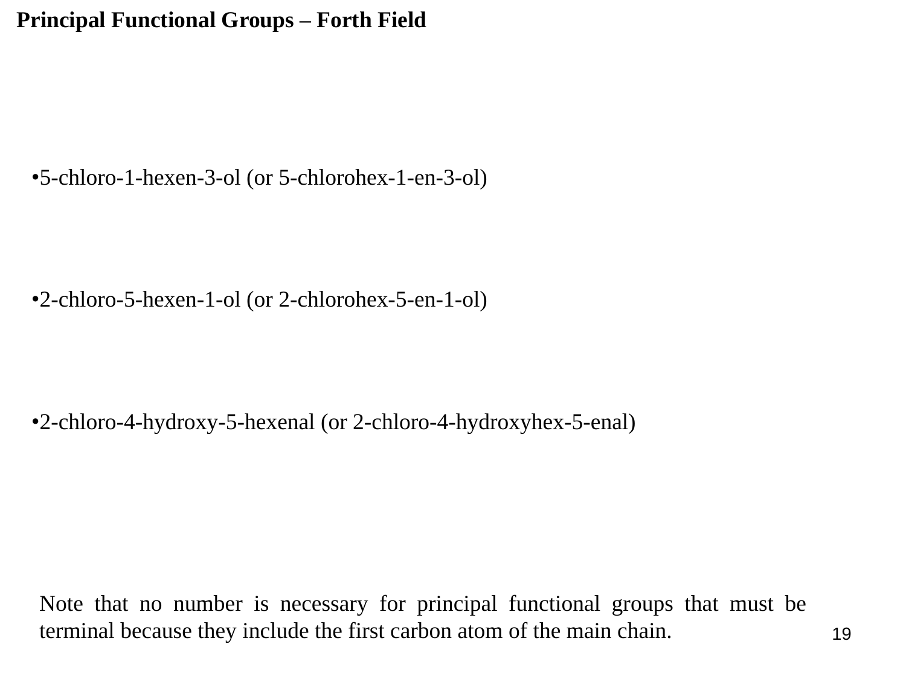# Principal Functional Groups – Forth Field

- 5-chloro-1-hexen-3-ol (or 5-chlorohex-1-en-3-ol)

- 2-chloro-5-hexen-1-ol (or 2-chlorohex-5-en-1-ol)

- 2-chloro-4-hydroxy-5-hexenal (or 2-chloro-4-hydroxyhex-5-enal)

Note that no number is necessary for principal functional groups that must be terminal because they include the first carbon atom of the main chain.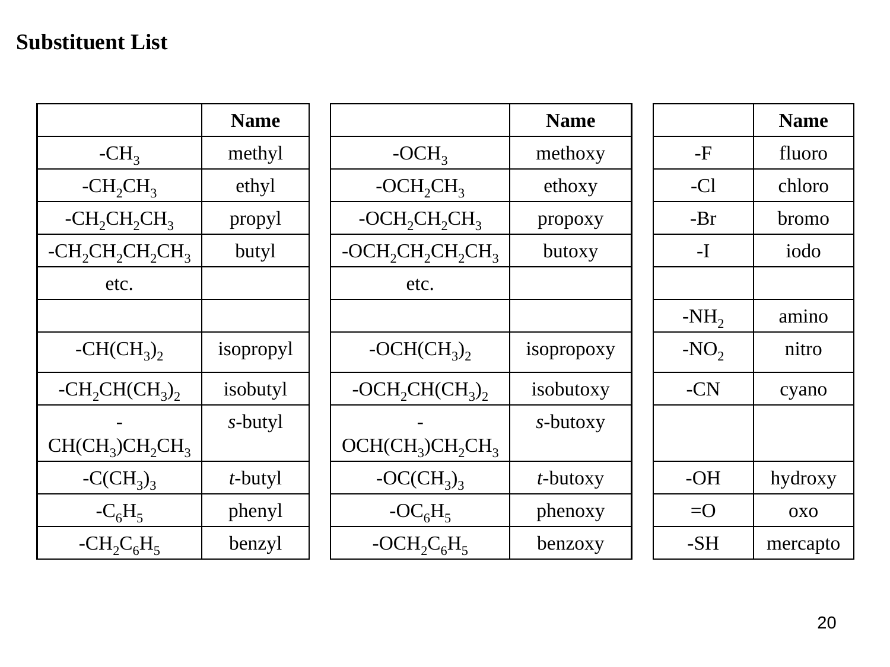## Substituent List

| | Name |
|---|---|
| $-CH_3$ | methyl |
| $-CH_2CH_3$ | ethyl |
| $-CH_2CH_2CH_3$ | propyl |
| $-CH_2CH_2CH_2CH_3$ | butyl |
| etc. | |
| | |
| $-CH(CH_3)_2$ | isopropyl |
| $-CH_2CH(CH_3)_2$ | isobutyl |
| $-CH(CH_3)CH_2CH_3$ | *s*-butyl |
| $-C(CH_3)_3$ | *t*-butyl |
| $-C_6H_5$ | phenyl |
| $-CH_2C_6H_5$ | benzyl |

| | Name |
|---|---|
| $-OCH_3$ | methoxy |
| $-OCH_2CH_3$ | ethoxy |
| $-OCH_2CH_2CH_3$ | propoxy |
| $-OCH_2CH_2CH_2CH_3$ | butoxy |
| etc. | |
| | |
| $-OCH(CH_3)_2$ | isopropoxy |
| $-OCH_2CH(CH_3)_2$ | isobutoxy |
| $-OCH(CH_3)CH_2CH_3$ | *s*-butoxy |
| $-OC(CH_3)_3$ | *t*-butoxy |
| $-OC_6H_5$ | phenoxy |
| $-OCH_2C_6H_5$ | benzoxy |

| | Name |
|---|---|
| -F | fluoro |
| -Cl | chloro |
| -Br | bromo |
| -I | iodo |
| | |
| $-NH_2$ | amino |
| $-NO_2$ | nitro |
| -CN | cyano |
| | |
| -OH | hydroxy |
| =O | oxo |
| -SH | mercapto |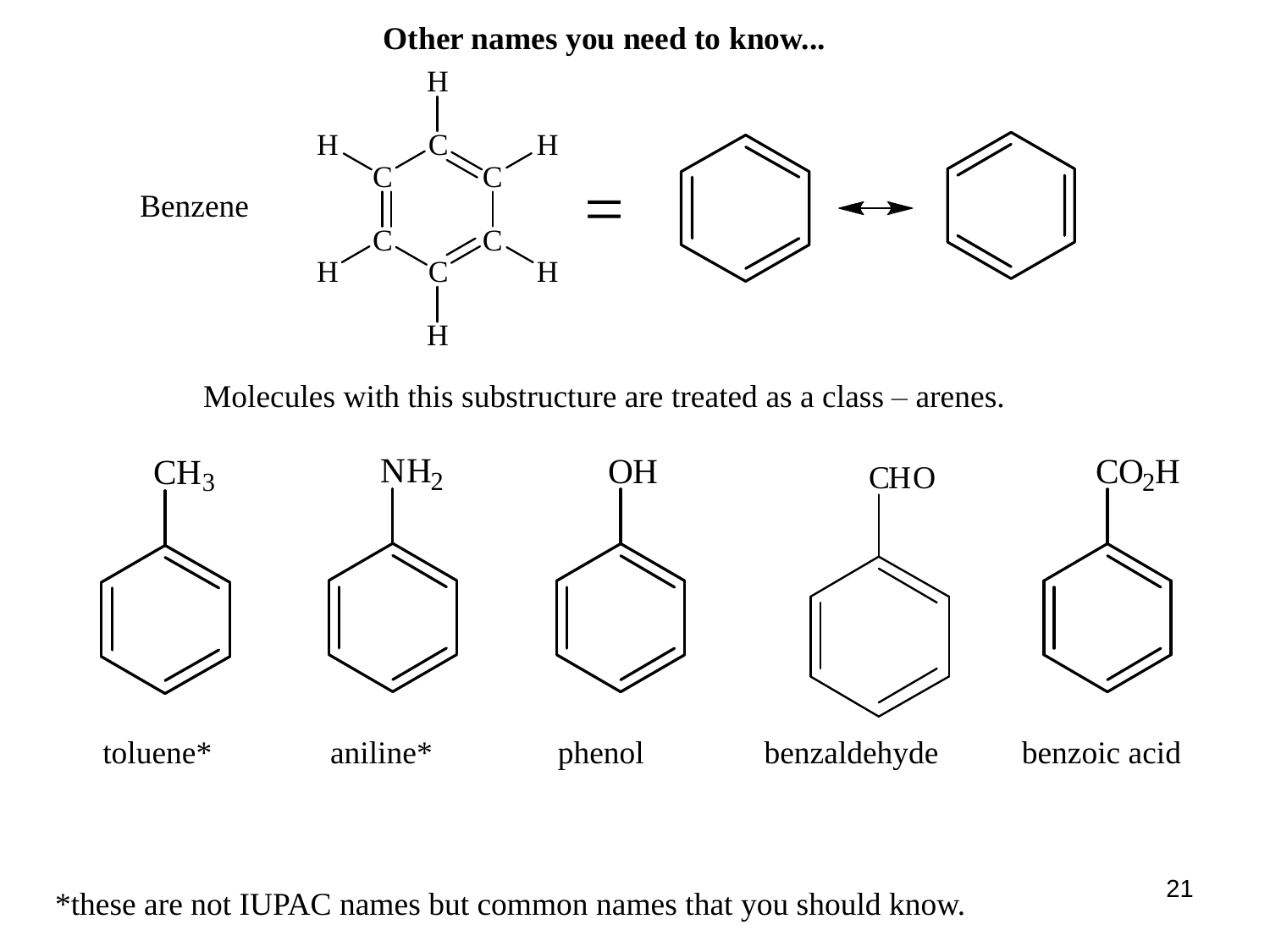# Other names you need to know...

Benzene

Molecules with this substructure are treated as a class – arenes.

$CH_3$ — toluene*

$NH_2$ — aniline*

OH — phenol

CHO — benzaldehyde

$CO_2H$ — benzoic acid

*these are not IUPAC names but common names that you should know.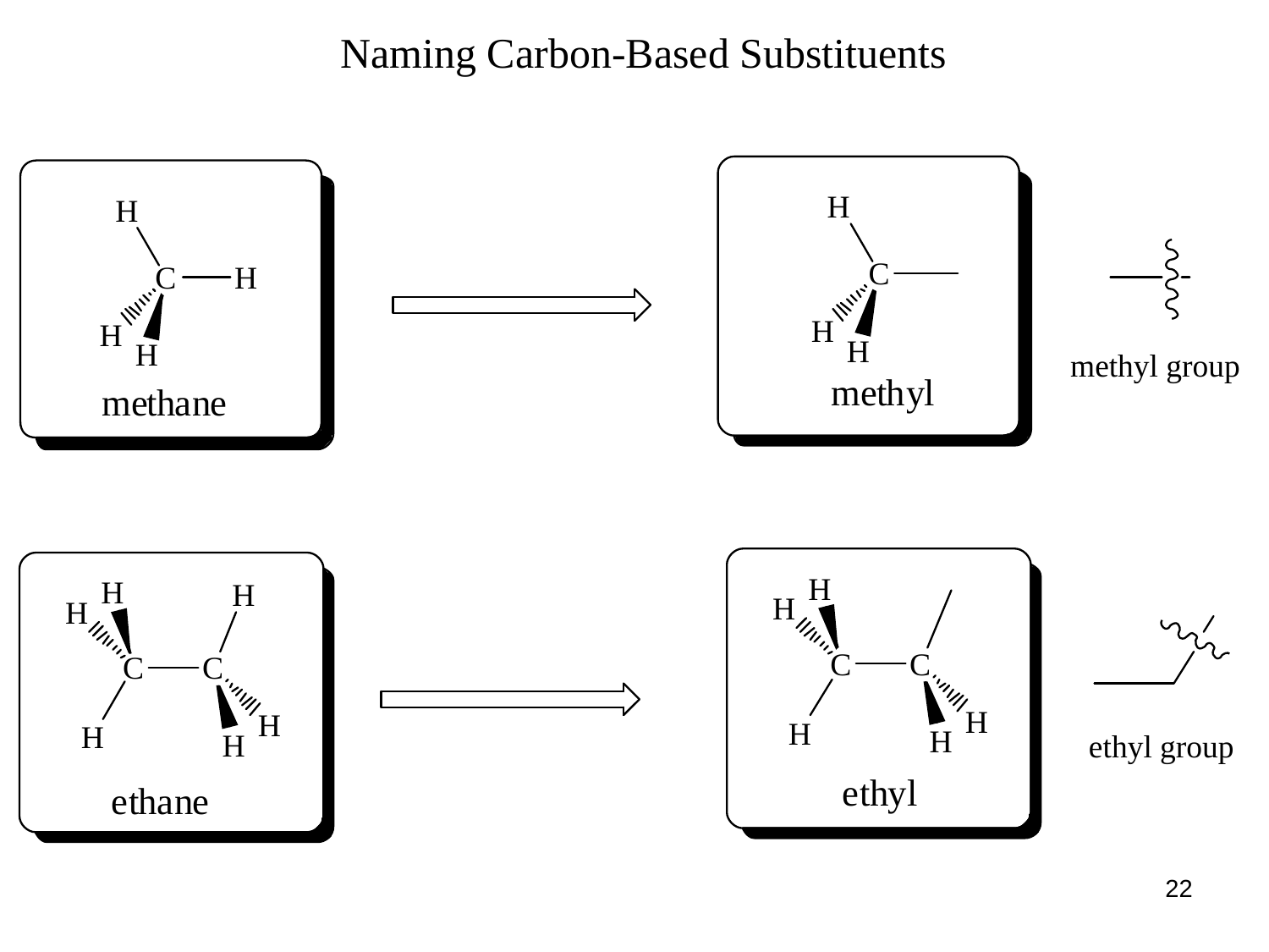# Naming Carbon-Based Substituents

methane → methyl

methyl group

ethane → ethyl

ethyl group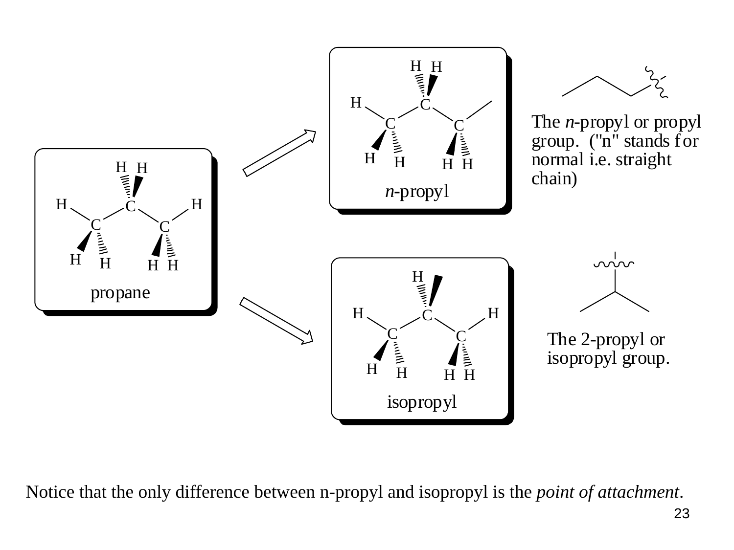propane

*n*-propyl

The *n*-propyl or propyl group. ("n" stands for normal i.e. straight chain)

isopropyl

The 2-propyl or isopropyl group.

Notice that the only difference between n-propyl and isopropyl is the *point of attachment*.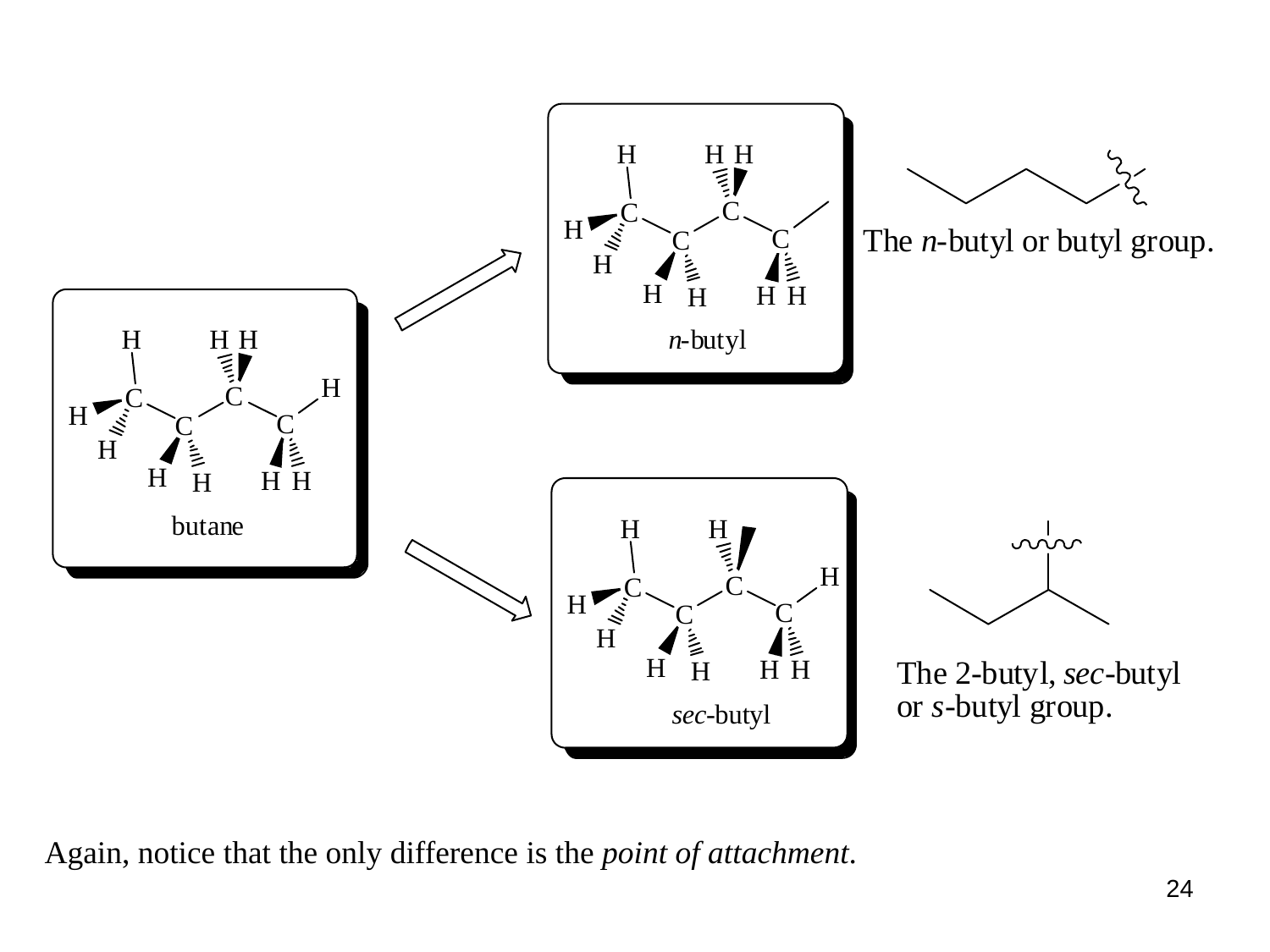butane

*n*-butyl

The *n*-butyl or butyl group.

*sec*-butyl

The 2-butyl, *sec*-butyl or *s*-butyl group.

Again, notice that the only difference is the *point of attachment*.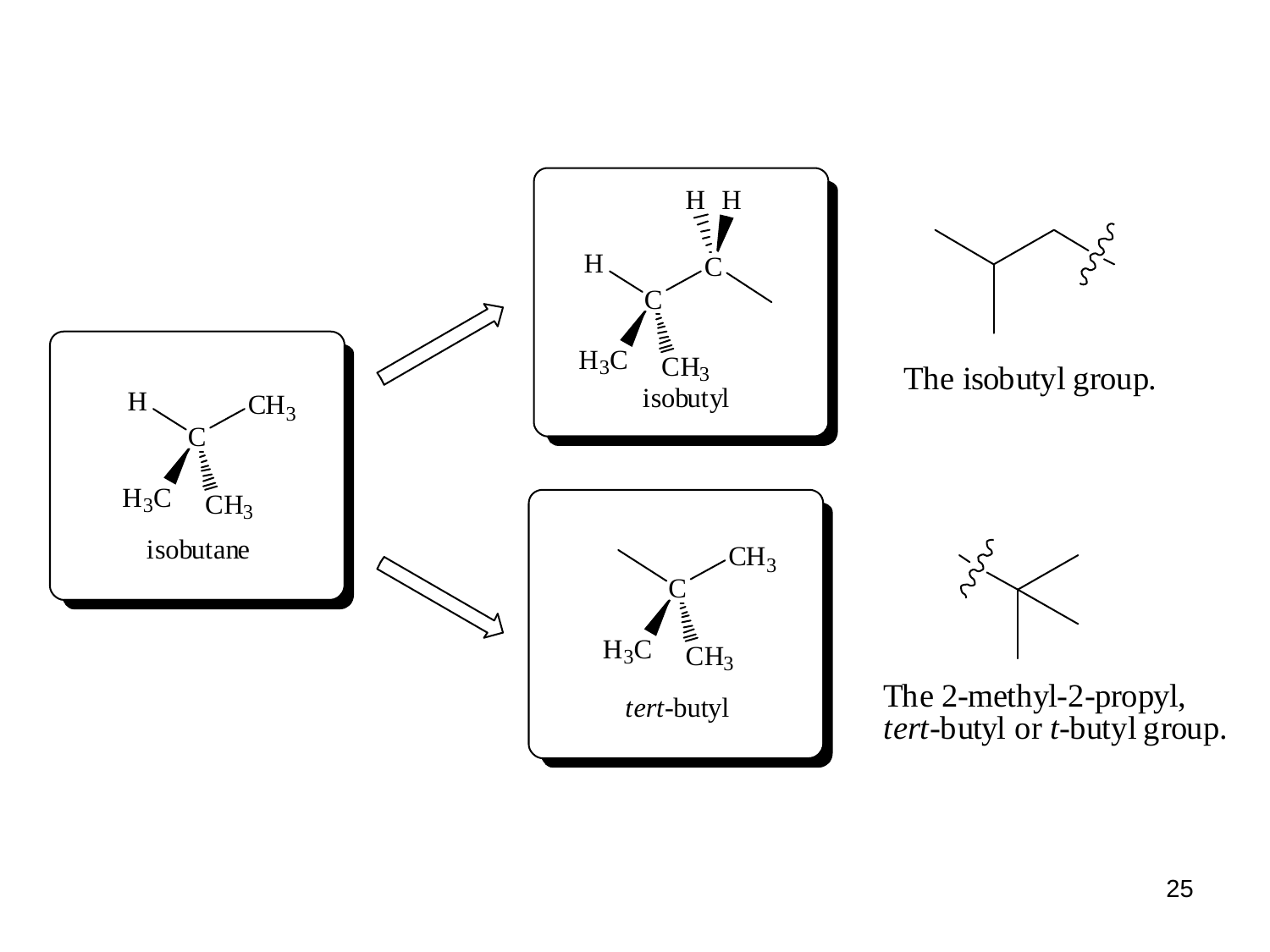isobutane

isobutyl

The isobutyl group.

*tert*-butyl

The 2-methyl-2-propyl, *tert*-butyl or *t*-butyl group.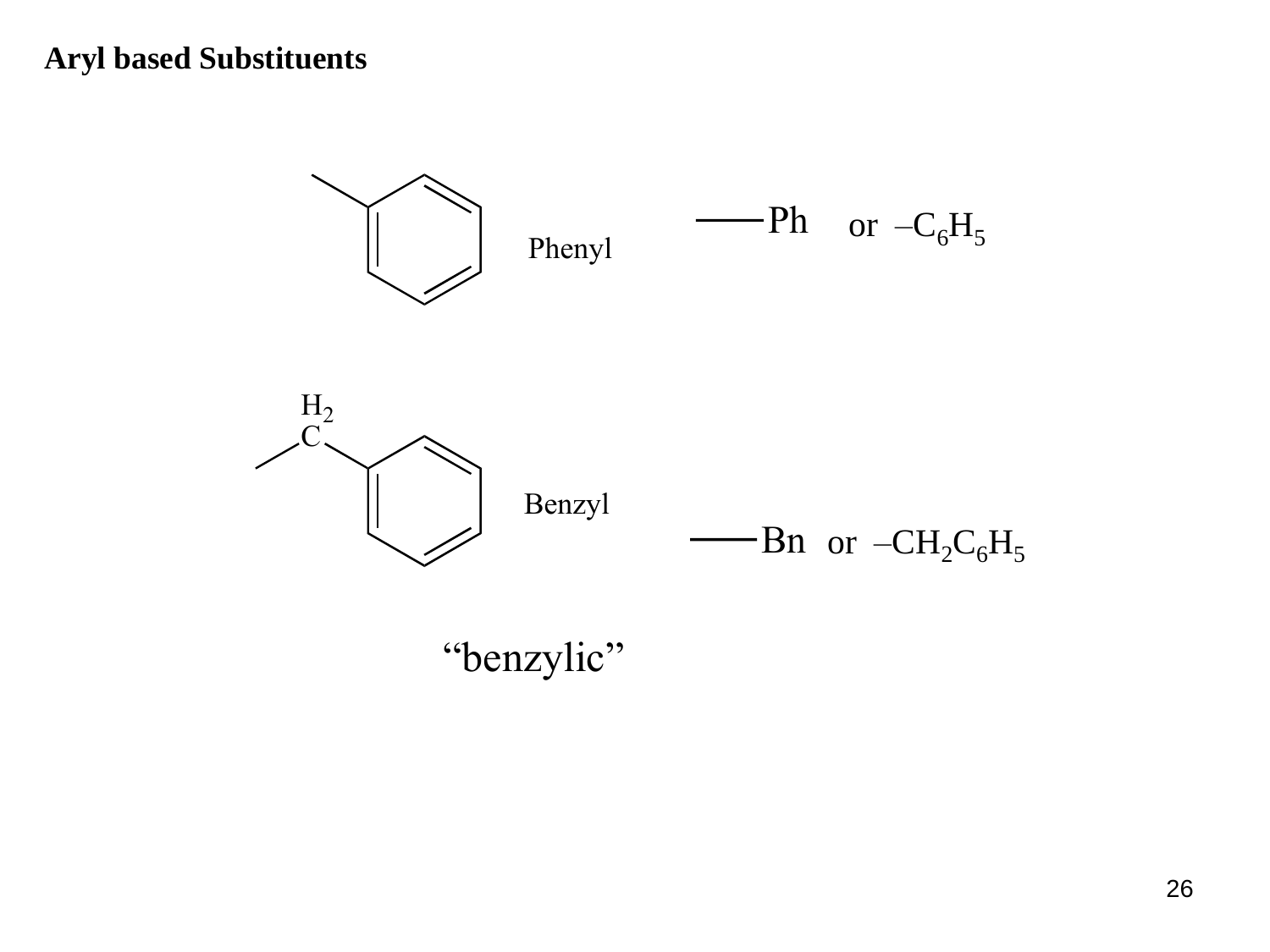**Aryl based Substituents**

Phenyl

—Ph or $–C_6H_5$

$H_2$
C

Benzyl

—Bn or $–CH_2C_6H_5$

"benzylic"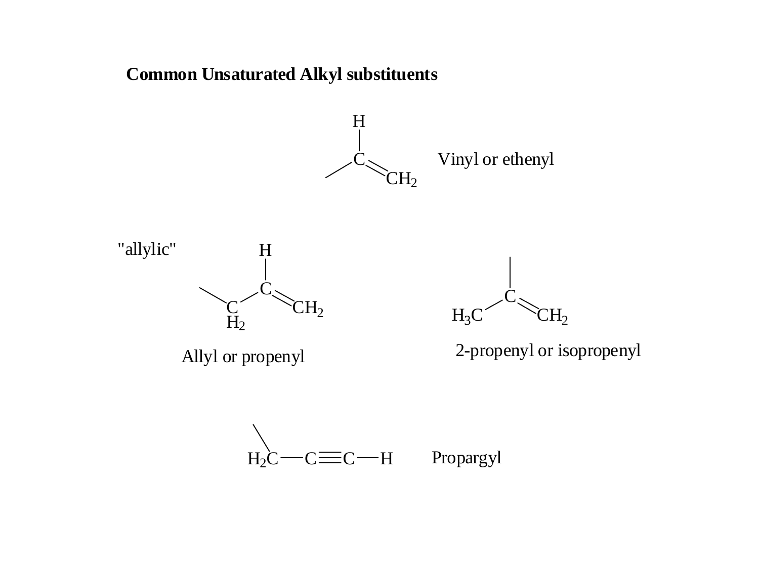**Common Unsaturated Alkyl substituents**

Vinyl or ethenyl

"allylic"

Allyl or propenyl

2-propenyl or isopropenyl

$H_2C—C\equiv C—H$ Propargyl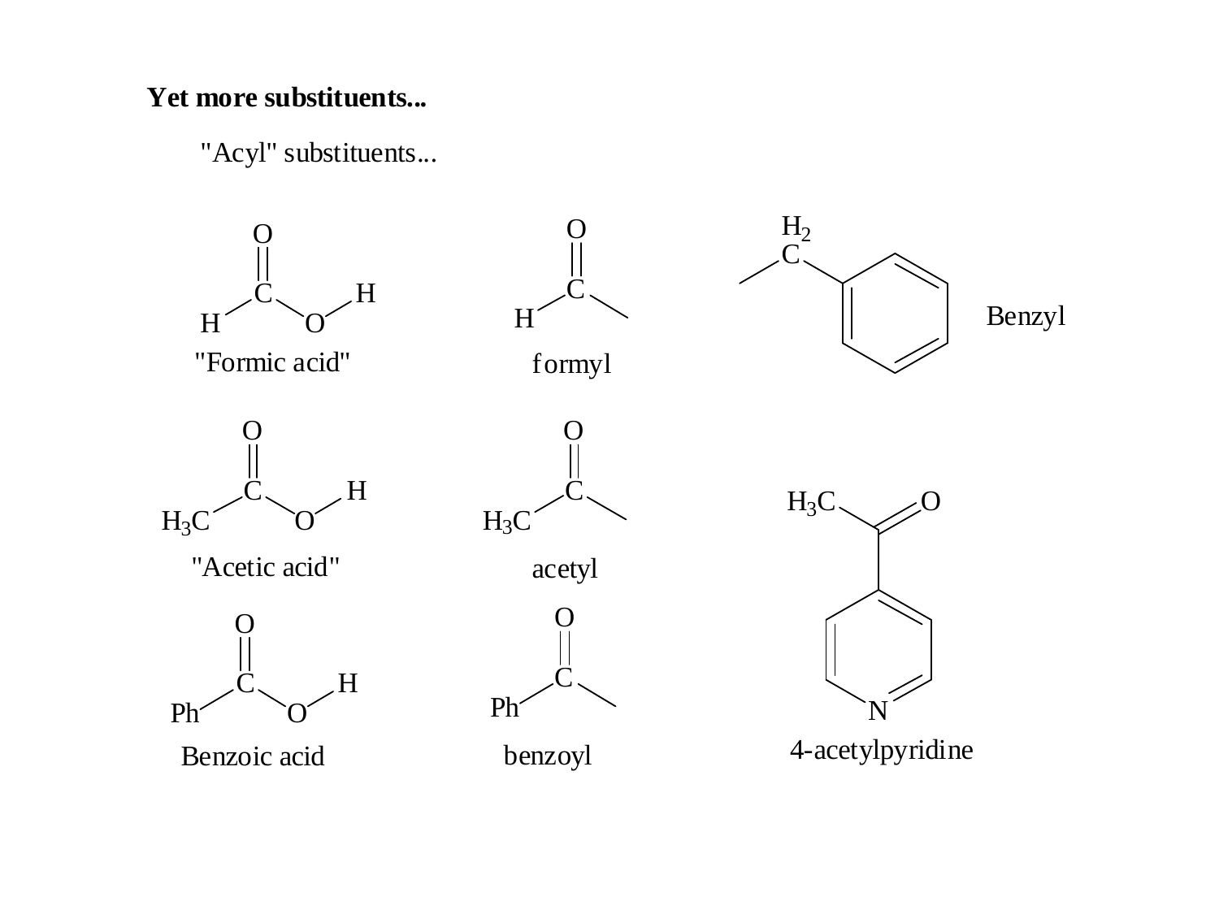**Yet more substituents...**

"Acyl" substituents...

"Formic acid"

formyl

Benzyl

"Acetic acid"

acetyl

Benzoic acid

benzoyl

4-acetylpyridine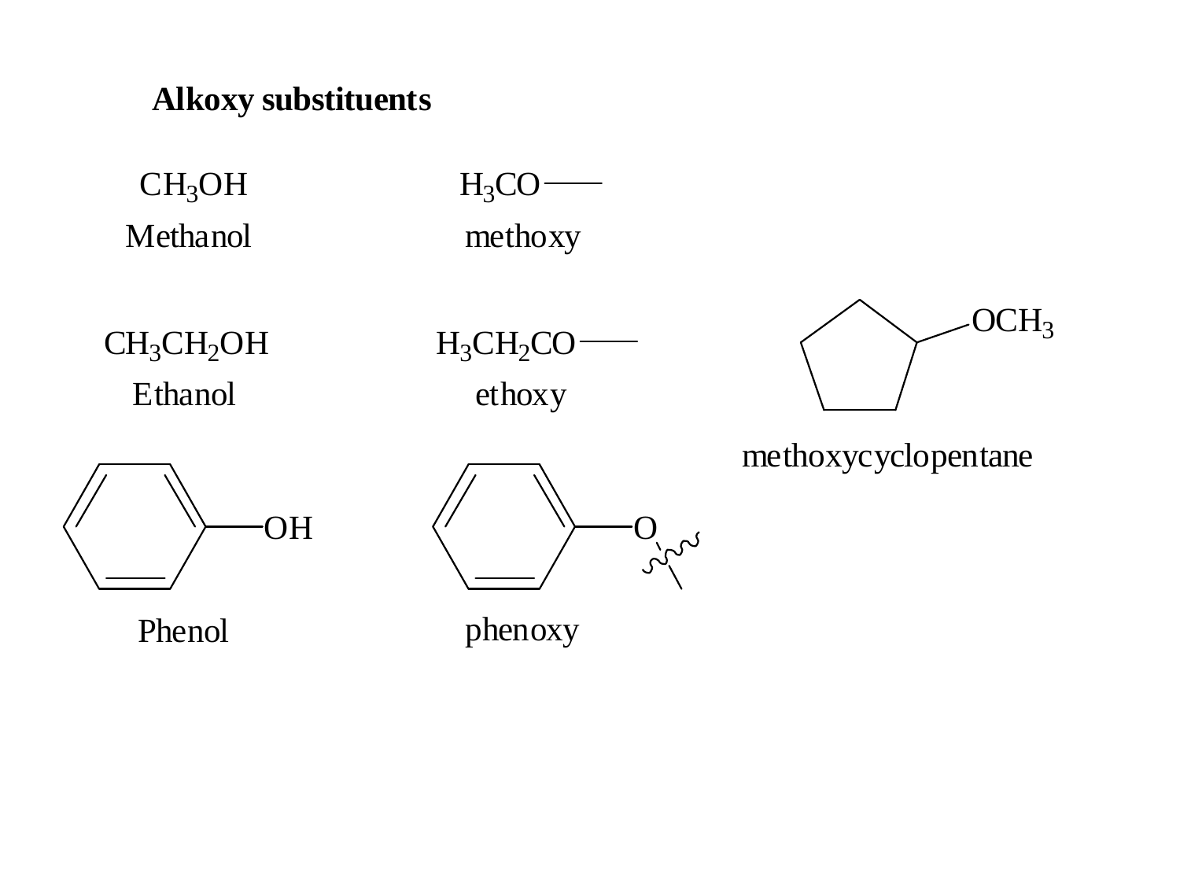**Alkoxy substituents**

$CH_3OH$
Methanol

$H_3CO$—
methoxy

$CH_3CH_2OH$
Ethanol

$H_3CH_2CO$—
ethoxy

methoxycyclopentane

Phenol

phenoxy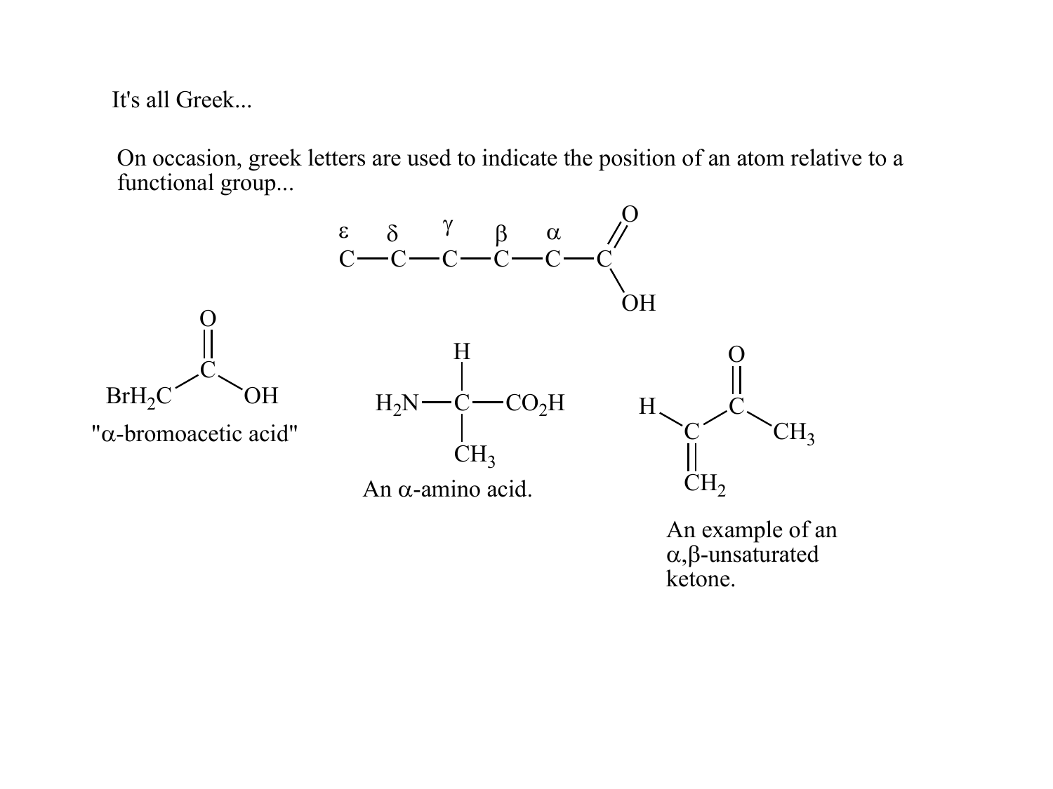It's all Greek...

On occasion, greek letters are used to indicate the position of an atom relative to a functional group...

$$\overset{\varepsilon}{C}-\overset{\delta}{C}-\overset{\gamma}{C}-\overset{\beta}{C}-\overset{\alpha}{C}-C(=O)OH$$

$BrH_2C-C(=O)-OH$

"α-bromoacetic acid"

$H_2N-CH(CH_3)-CO_2H$

An α-amino acid.

$H-C(=CH_2)-C(=O)-CH_3$

An example of an α,β-unsaturated ketone.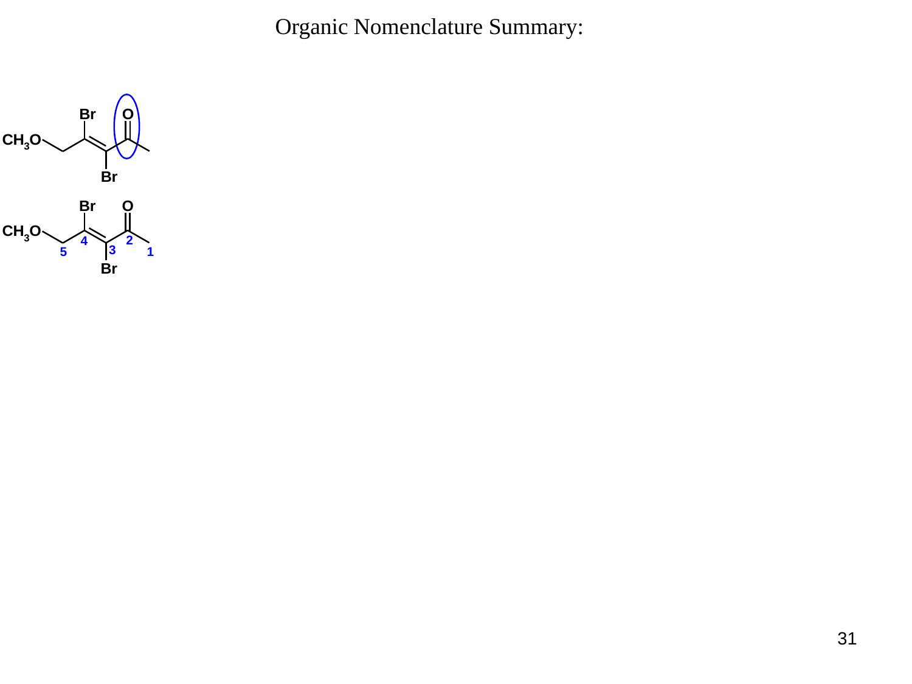# Organic Nomenclature Summary: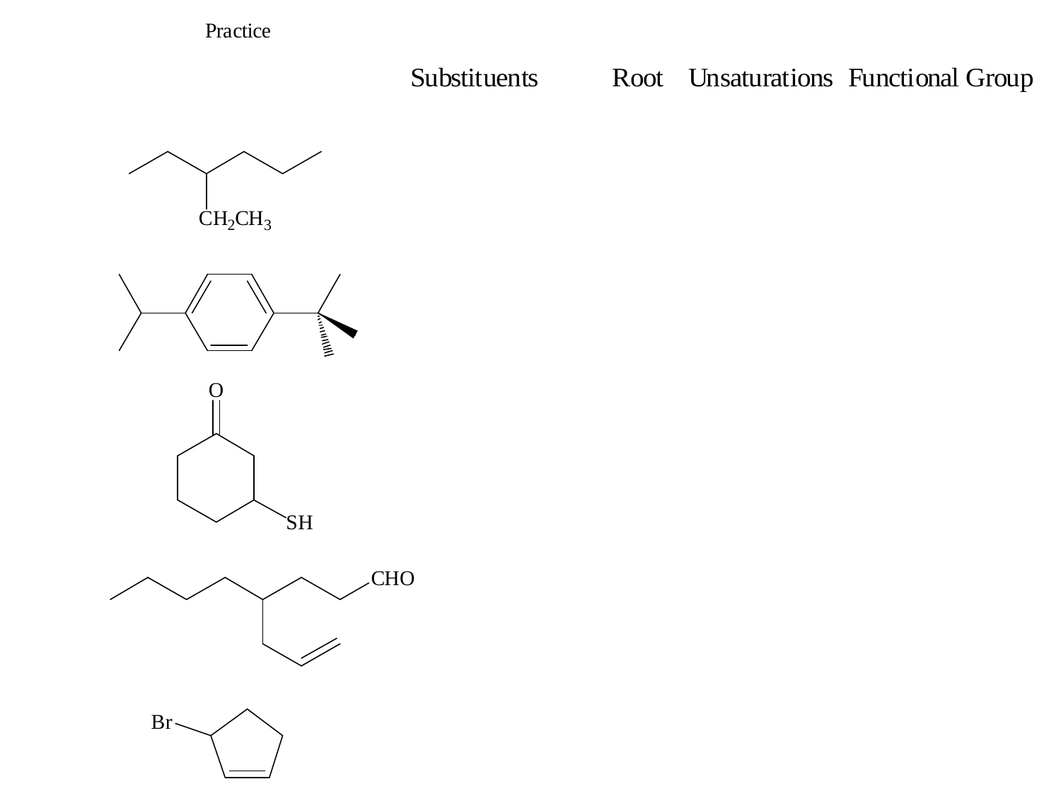Practice

| | Substituents | Root | Unsaturations | Functional Group |
|---|---|---|---|---|
| $CH_2CH_3$ | | | | |
| | | | | |
| O, SH | | | | |
| CHO | | | | |
| Br | | | | |